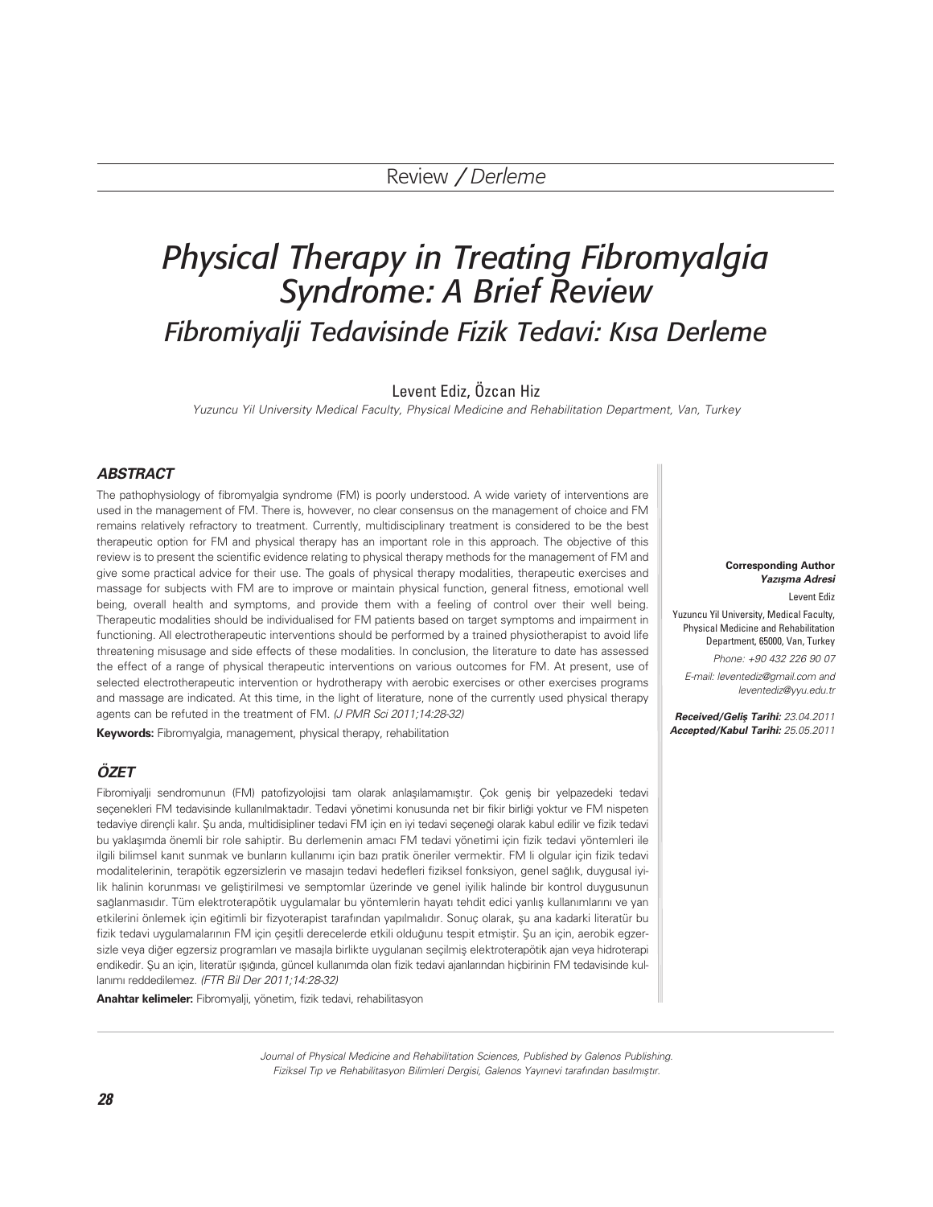Review / *Derleme*

# *Physical Therapy in Treating Fibromyalgia Syndrome: A Brief Review*

## *Fibromiyalji Tedavisinde Fizik Tedavi: Kısa Derleme*

Levent Ediz, Özcan Hiz

*Yuzuncu Yil University Medical Faculty, Physical Medicine and Rehabilitation Department, Van, Turkey*

### ***ABSTRACT***

The pathophysiology of fibromyalgia syndrome (FM) is poorly understood. A wide variety of interventions are used in the management of FM. There is, however, no clear consensus on the management of choice and FM remains relatively refractory to treatment. Currently, multidisciplinary treatment is considered to be the best therapeutic option for FM and physical therapy has an important role in this approach. The objective of this review is to present the scientific evidence relating to physical therapy methods for the management of FM and give some practical advice for their use. The goals of physical therapy modalities, therapeutic exercises and massage for subjects with FM are to improve or maintain physical function, general fitness, emotional well being, overall health and symptoms, and provide them with a feeling of control over their well being. Therapeutic modalities should be individualised for FM patients based on target symptoms and impairment in functioning. All electrotherapeutic interventions should be performed by a trained physiotherapist to avoid life threatening misusage and side effects of these modalities. In conclusion, the literature to date has assessed the effect of a range of physical therapeutic interventions on various outcomes for FM. At present, use of selected electrotherapeutic intervention or hydrotherapy with aerobic exercises or other exercises programs and massage are indicated. At this time, in the light of literature, none of the currently used physical therapy agents can be refuted in the treatment of FM. *(J PMR Sci 2011;14:28-32)*

**Keywords:** Fibromyalgia, management, physical therapy, rehabilitation

### ***ÖZET***

Fibromiyalji sendromunun (FM) patofizyolojisi tam olarak anlaşılamamıştır. Çok geniş bir yelpazedeki tedavi seçenekleri FM tedavisinde kullanılmaktadır. Tedavi yönetimi konusunda net bir fikir birliği yoktur ve FM nispeten tedaviye dirençli kalır. Şu anda, multidisipliner tedavi FM için en iyi tedavi seçeneği olarak kabul edilir ve fizik tedavi bu yaklaşımda önemli bir role sahiptir. Bu derlemenin amacı FM tedavi yönetimi için fizik tedavi yöntemleri ile ilgili bilimsel kanıt sunmak ve bunların kullanımı için bazı pratik öneriler vermektir. FM li olgular için fizik tedavi modalitelerinin, terapötik egzersizlerin ve masajın tedavi hedefleri fiziksel fonksiyon, genel sağlık, duygusal iyilik halinin korunması ve geliştirilmesi ve semptomlar üzerinde ve genel iyilik halinde bir kontrol duygusunun sağlanmasıdır. Tüm elektroterapötik uygulamalar bu yöntemlerin hayatı tehdit edici yanlış kullanımlarını ve yan etkilerini önlemek için eğitimli bir fizyoterapist tarafından yapılmalıdır. Sonuç olarak, şu ana kadarki literatür bu fizik tedavi uygulamalarının FM için çeşitli derecelerde etkili olduğunu tespit etmiştir. Şu an için, aerobik egzersizle veya diğer egzersiz programları ve masajla birlikte uygulanan seçilmiş elektroterapötik ajan veya hidroterapi endikedir. Şu an için, literatür ışığında, güncel kullanımda olan fizik tedavi ajanlarından hiçbirinin FM tedavisinde kullanımı reddedilemez. *(FTR Bil Der 2011;14:28-32)*

**Anahtar kelimeler:** Fibromyalji, yönetim, fizik tedavi, rehabilitasyon

**Corresponding Author**
***Yazışma Adresi***

Levent Ediz

Yuzuncu Yil University, Medical Faculty, Physical Medicine and Rehabilitation Department, 65000, Van, Turkey

*Phone: +90 432 226 90 07*

*E-mail: leventediz@gmail.com and leventediz@yyu.edu.tr*

***Received/Geliş Tarihi:*** *23.04.2011*
***Accepted/Kabul Tarihi:*** *25.05.2011*

*Journal of Physical Medicine and Rehabilitation Sciences, Published by Galenos Publishing.*
*Fiziksel Tıp ve Rehabilitasyon Bilimleri Dergisi, Galenos Yayınevi tarafından basılmıştır.*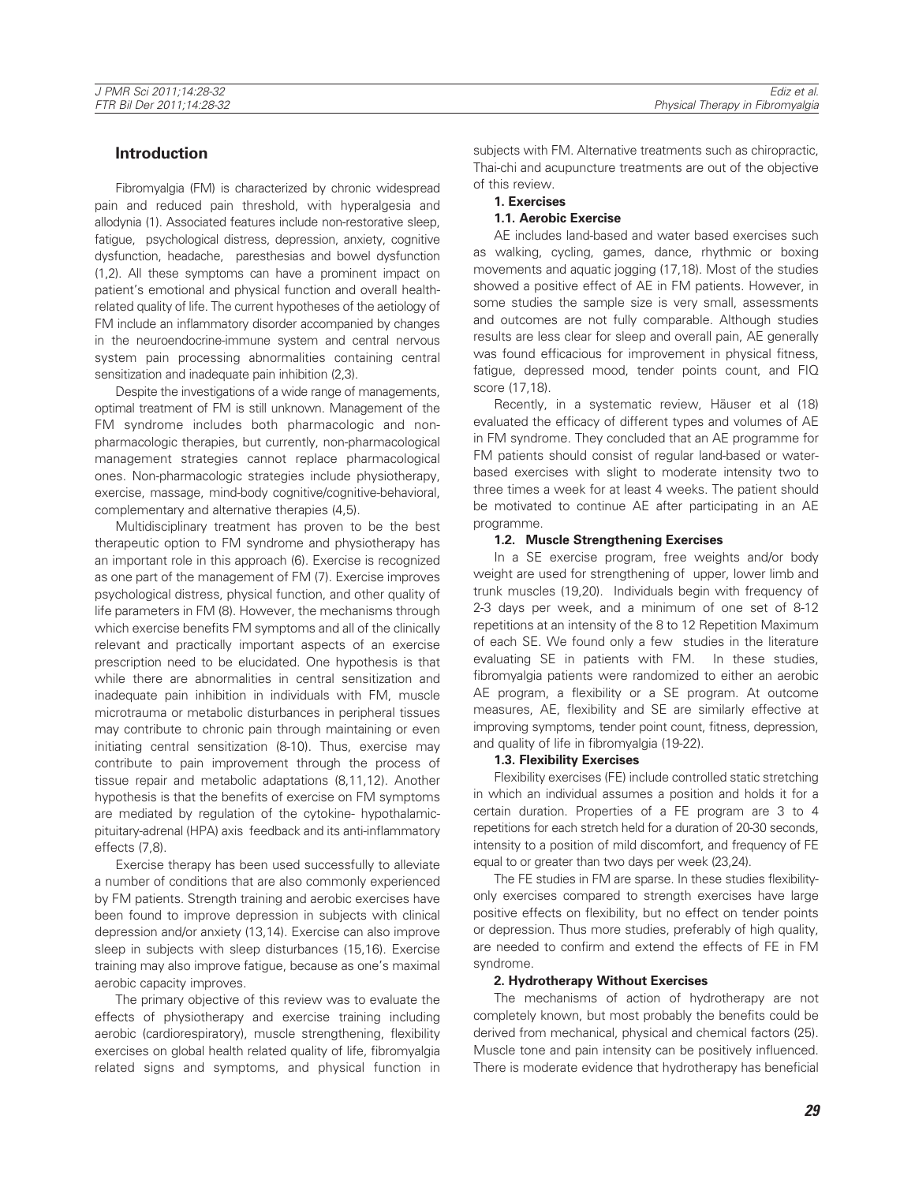## Introduction

Fibromyalgia (FM) is characterized by chronic widespread pain and reduced pain threshold, with hyperalgesia and allodynia (1). Associated features include non-restorative sleep, fatigue, psychological distress, depression, anxiety, cognitive dysfunction, headache, paresthesias and bowel dysfunction (1,2). All these symptoms can have a prominent impact on patient's emotional and physical function and overall health-related quality of life. The current hypotheses of the aetiology of FM include an inflammatory disorder accompanied by changes in the neuroendocrine-immune system and central nervous system pain processing abnormalities containing central sensitization and inadequate pain inhibition (2,3).

Despite the investigations of a wide range of managements, optimal treatment of FM is still unknown. Management of the FM syndrome includes both pharmacologic and non-pharmacologic therapies, but currently, non-pharmacological management strategies cannot replace pharmacological ones. Non-pharmacologic strategies include physiotherapy, exercise, massage, mind-body cognitive/cognitive-behavioral, complementary and alternative therapies (4,5).

Multidisciplinary treatment has proven to be the best therapeutic option to FM syndrome and physiotherapy has an important role in this approach (6). Exercise is recognized as one part of the management of FM (7). Exercise improves psychological distress, physical function, and other quality of life parameters in FM (8). However, the mechanisms through which exercise benefits FM symptoms and all of the clinically relevant and practically important aspects of an exercise prescription need to be elucidated. One hypothesis is that while there are abnormalities in central sensitization and inadequate pain inhibition in individuals with FM, muscle microtrauma or metabolic disturbances in peripheral tissues may contribute to chronic pain through maintaining or even initiating central sensitization (8-10). Thus, exercise may contribute to pain improvement through the process of tissue repair and metabolic adaptations (8,11,12). Another hypothesis is that the benefits of exercise on FM symptoms are mediated by regulation of the cytokine- hypothalamic-pituitary-adrenal (HPA) axis feedback and its anti-inflammatory effects (7,8).

Exercise therapy has been used successfully to alleviate a number of conditions that are also commonly experienced by FM patients. Strength training and aerobic exercises have been found to improve depression in subjects with clinical depression and/or anxiety (13,14). Exercise can also improve sleep in subjects with sleep disturbances (15,16). Exercise training may also improve fatigue, because as one's maximal aerobic capacity improves.

The primary objective of this review was to evaluate the effects of physiotherapy and exercise training including aerobic (cardiorespiratory), muscle strengthening, flexibility exercises on global health related quality of life, fibromyalgia related signs and symptoms, and physical function in subjects with FM. Alternative treatments such as chiropractic, Thai-chi and acupuncture treatments are out of the objective of this review.

### 1. Exercises

#### 1.1. Aerobic Exercise

AE includes land-based and water based exercises such as walking, cycling, games, dance, rhythmic or boxing movements and aquatic jogging (17,18). Most of the studies showed a positive effect of AE in FM patients. However, in some studies the sample size is very small, assessments and outcomes are not fully comparable. Although studies results are less clear for sleep and overall pain, AE generally was found efficacious for improvement in physical fitness, fatigue, depressed mood, tender points count, and FIQ score (17,18).

Recently, in a systematic review, Häuser et al (18) evaluated the efficacy of different types and volumes of AE in FM syndrome. They concluded that an AE programme for FM patients should consist of regular land-based or water-based exercises with slight to moderate intensity two to three times a week for at least 4 weeks. The patient should be motivated to continue AE after participating in an AE programme.

#### 1.2. Muscle Strengthening Exercises

In a SE exercise program, free weights and/or body weight are used for strengthening of upper, lower limb and trunk muscles (19,20). Individuals begin with frequency of 2-3 days per week, and a minimum of one set of 8-12 repetitions at an intensity of the 8 to 12 Repetition Maximum of each SE. We found only a few studies in the literature evaluating SE in patients with FM. In these studies, fibromyalgia patients were randomized to either an aerobic AE program, a flexibility or a SE program. At outcome measures, AE, flexibility and SE are similarly effective at improving symptoms, tender point count, fitness, depression, and quality of life in fibromyalgia (19-22).

#### 1.3. Flexibility Exercises

Flexibility exercises (FE) include controlled static stretching in which an individual assumes a position and holds it for a certain duration. Properties of a FE program are 3 to 4 repetitions for each stretch held for a duration of 20-30 seconds, intensity to a position of mild discomfort, and frequency of FE equal to or greater than two days per week (23,24).

The FE studies in FM are sparse. In these studies flexibility-only exercises compared to strength exercises have large positive effects on flexibility, but no effect on tender points or depression. Thus more studies, preferably of high quality, are needed to confirm and extend the effects of FE in FM syndrome.

### 2. Hydrotherapy Without Exercises

The mechanisms of action of hydrotherapy are not completely known, but most probably the benefits could be derived from mechanical, physical and chemical factors (25). Muscle tone and pain intensity can be positively influenced. There is moderate evidence that hydrotherapy has beneficial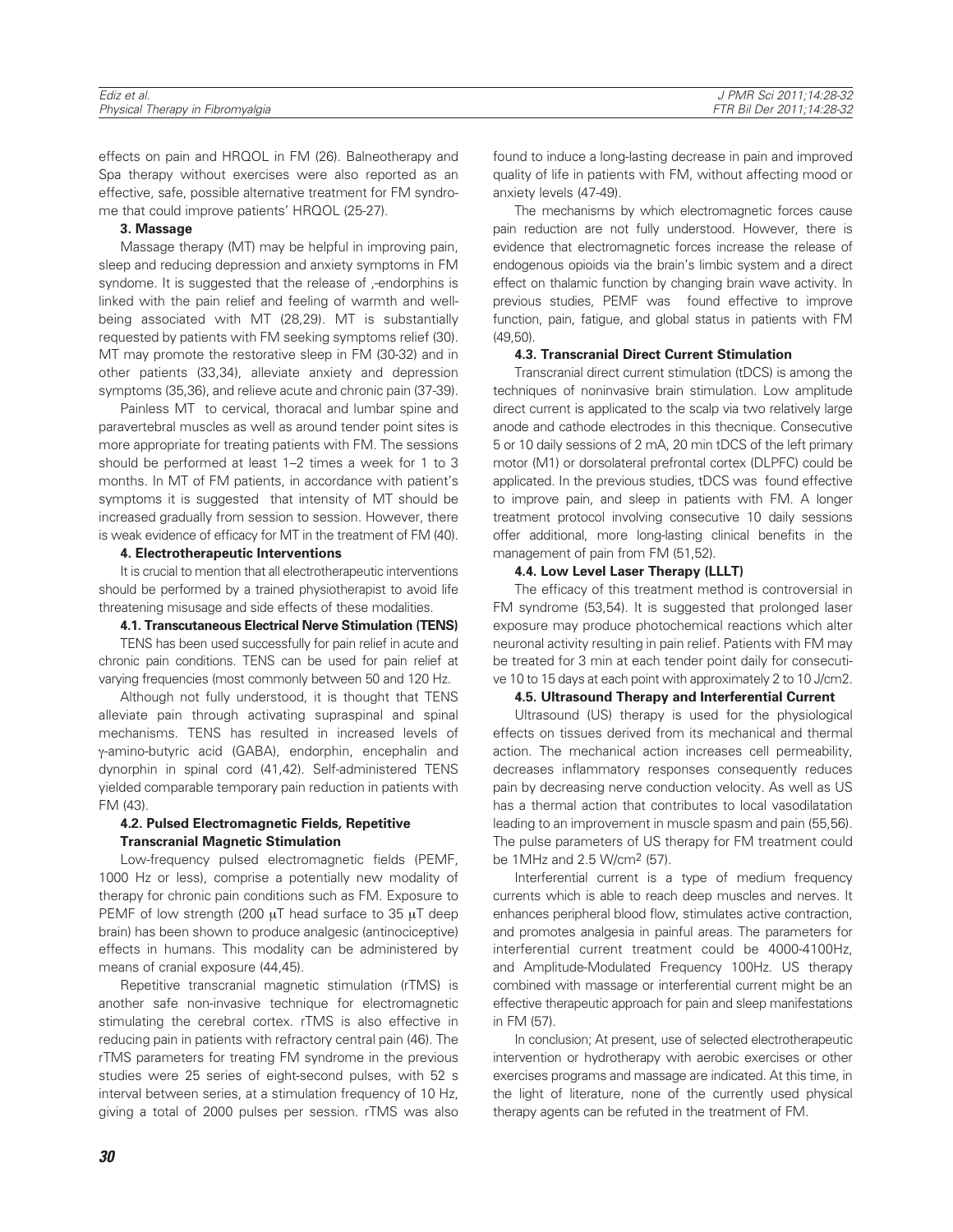effects on pain and HRQOL in FM (26). Balneotherapy and Spa therapy without exercises were also reported as an effective, safe, possible alternative treatment for FM syndrome that could improve patients' HRQOL (25-27).

**3. Massage**

Massage therapy (MT) may be helpful in improving pain, sleep and reducing depression and anxiety symptoms in FM syndrome. It is suggested that the release of ,-endorphins is linked with the pain relief and feeling of warmth and well-being associated with MT (28,29). MT is substantially requested by patients with FM seeking symptoms relief (30). MT may promote the restorative sleep in FM (30-32) and in other patients (33,34), alleviate anxiety and depression symptoms (35,36), and relieve acute and chronic pain (37-39).

Painless MT to cervical, thoracal and lumbar spine and paravertebral muscles as well as around tender point sites is more appropriate for treating patients with FM. The sessions should be performed at least 1–2 times a week for 1 to 3 months. In MT of FM patients, in accordance with patient's symptoms it is suggested that intensity of MT should be increased gradually from session to session. However, there is weak evidence of efficacy for MT in the treatment of FM (40).

**4. Electrotherapeutic Interventions**

It is crucial to mention that all electrotherapeutic interventions should be performed by a trained physiotherapist to avoid life threatening misusage and side effects of these modalities.

**4.1. Transcutaneous Electrical Nerve Stimulation (TENS)**

TENS has been used successfully for pain relief in acute and chronic pain conditions. TENS can be used for pain relief at varying frequencies (most commonly between 50 and 120 Hz.

Although not fully understood, it is thought that TENS alleviate pain through activating supraspinal and spinal mechanisms. TENS has resulted in increased levels of γ-amino-butyric acid (GABA), endorphin, encephalin and dynorphin in spinal cord (41,42). Self-administered TENS yielded comparable temporary pain reduction in patients with FM (43).

**4.2. Pulsed Electromagnetic Fields, Repetitive Transcranial Magnetic Stimulation**

Low-frequency pulsed electromagnetic fields (PEMF, 1000 Hz or less), comprise a potentially new modality of therapy for chronic pain conditions such as FM. Exposure to PEMF of low strength (200 μT head surface to 35 μT deep brain) has been shown to produce analgesic (antinociceptive) effects in humans. This modality can be administered by means of cranial exposure (44,45).

Repetitive transcranial magnetic stimulation (rTMS) is another safe non-invasive technique for electromagnetic stimulating the cerebral cortex. rTMS is also effective in reducing pain in patients with refractory central pain (46). The rTMS parameters for treating FM syndrome in the previous studies were 25 series of eight-second pulses, with 52 s interval between series, at a stimulation frequency of 10 Hz, giving a total of 2000 pulses per session. rTMS was also found to induce a long-lasting decrease in pain and improved quality of life in patients with FM, without affecting mood or anxiety levels (47-49).

The mechanisms by which electromagnetic forces cause pain reduction are not fully understood. However, there is evidence that electromagnetic forces increase the release of endogenous opioids via the brain's limbic system and a direct effect on thalamic function by changing brain wave activity. In previous studies, PEMF was found effective to improve function, pain, fatigue, and global status in patients with FM (49,50).

**4.3. Transcranial Direct Current Stimulation**

Transcranial direct current stimulation (tDCS) is among the techniques of noninvasive brain stimulation. Low amplitude direct current is applicated to the scalp via two relatively large anode and cathode electrodes in this thecnique. Consecutive 5 or 10 daily sessions of 2 mA, 20 min tDCS of the left primary motor (M1) or dorsolateral prefrontal cortex (DLPFC) could be applicated. In the previous studies, tDCS was found effective to improve pain, and sleep in patients with FM. A longer treatment protocol involving consecutive 10 daily sessions offer additional, more long-lasting clinical benefits in the management of pain from FM (51,52).

**4.4. Low Level Laser Therapy (LLLT)**

The efficacy of this treatment method is controversial in FM syndrome (53,54). It is suggested that prolonged laser exposure may produce photochemical reactions which alter neuronal activity resulting in pain relief. Patients with FM may be treated for 3 min at each tender point daily for consecutive 10 to 15 days at each point with approximately 2 to 10 J/cm2.

**4.5. Ultrasound Therapy and Interferential Current**

Ultrasound (US) therapy is used for the physiological effects on tissues derived from its mechanical and thermal action. The mechanical action increases cell permeability, decreases inflammatory responses consequently reduces pain by decreasing nerve conduction velocity. As well as US has a thermal action that contributes to local vasodilatation leading to an improvement in muscle spasm and pain (55,56). The pulse parameters of US therapy for FM treatment could be 1MHz and 2.5 W/cm$^2$ (57).

Interferential current is a type of medium frequency currents which is able to reach deep muscles and nerves. It enhances peripheral blood flow, stimulates active contraction, and promotes analgesia in painful areas. The parameters for interferential current treatment could be 4000-4100Hz, and Amplitude-Modulated Frequency 100Hz. US therapy combined with massage or interferential current might be an effective therapeutic approach for pain and sleep manifestations in FM (57).

In conclusion; At present, use of selected electrotherapeutic intervention or hydrotherapy with aerobic exercises or other exercises programs and massage are indicated. At this time, in the light of literature, none of the currently used physical therapy agents can be refuted in the treatment of FM.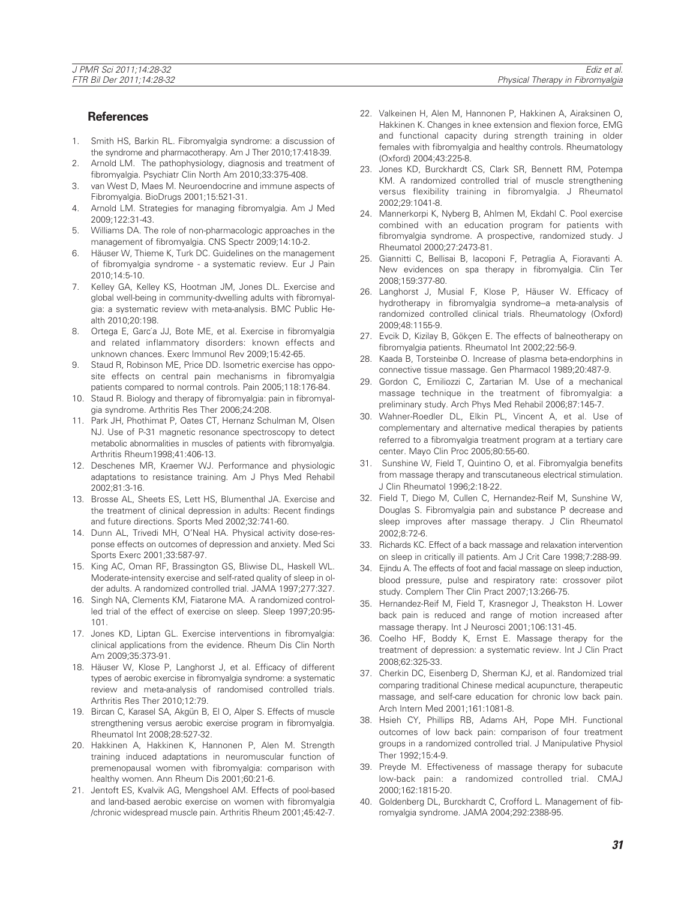## References

1. Smith HS, Barkin RL. Fibromyalgia syndrome: a discussion of the syndrome and pharmacotherapy. Am J Ther 2010;17:418-39.
2. Arnold LM. The pathophysiology, diagnosis and treatment of fibromyalgia. Psychiatr Clin North Am 2010;33:375-408.
3. van West D, Maes M. Neuroendocrine and immune aspects of Fibromyalgia. BioDrugs 2001;15:521-31.
4. Arnold LM. Strategies for managing fibromyalgia. Am J Med 2009;122:31-43.
5. Williams DA. The role of non-pharmacologic approaches in the management of fibromyalgia. CNS Spectr 2009;14:10-2.
6. Häuser W, Thieme K, Turk DC. Guidelines on the management of fibromyalgia syndrome - a systematic review. Eur J Pain 2010;14:5-10.
7. Kelley GA, Kelley KS, Hootman JM, Jones DL. Exercise and global well-being in community-dwelling adults with fibromyalgia: a systematic review with meta-analysis. BMC Public Health 2010;20:198.
8. Ortega E, Garc'a JJ, Bote ME, et al. Exercise in fibromyalgia and related inflammatory disorders: known effects and unknown chances. Exerc Immunol Rev 2009;15:42-65.
9. Staud R, Robinson ME, Price DD. Isometric exercise has opposite effects on central pain mechanisms in fibromyalgia patients compared to normal controls. Pain 2005;118:176-84.
10. Staud R. Biology and therapy of fibromyalgia: pain in fibromyalgia syndrome. Arthritis Res Ther 2006;24:208.
11. Park JH, Phothimat P, Oates CT, Hernanz Schulman M, Olsen NJ. Use of P-31 magnetic resonance spectroscopy to detect metabolic abnormalities in muscles of patients with fibromyalgia. Arthritis Rheum1998;41:406-13.
12. Deschenes MR, Kraemer WJ. Performance and physiologic adaptations to resistance training. Am J Phys Med Rehabil 2002;81:3-16.
13. Brosse AL, Sheets ES, Lett HS, Blumenthal JA. Exercise and the treatment of clinical depression in adults: Recent findings and future directions. Sports Med 2002;32:741-60.
14. Dunn AL, Trivedi MH, O'Neal HA. Physical activity dose-response effects on outcomes of depression and anxiety. Med Sci Sports Exerc 2001;33:587-97.
15. King AC, Oman RF, Brassington GS, Bliwise DL, Haskell WL. Moderate-intensity exercise and self-rated quality of sleep in older adults. A randomized controlled trial. JAMA 1997;277:327.
16. Singh NA, Clements KM, Fiatarone MA. A randomized controlled trial of the effect of exercise on sleep. Sleep 1997;20:95-101.
17. Jones KD, Liptan GL. Exercise interventions in fibromyalgia: clinical applications from the evidence. Rheum Dis Clin North Am 2009;35:373-91.
18. Häuser W, Klose P, Langhorst J, et al. Efficacy of different types of aerobic exercise in fibromyalgia syndrome: a systematic review and meta-analysis of randomised controlled trials. Arthritis Res Ther 2010;12:79.
19. Bircan C, Karasel SA, Akgün B, El O, Alper S. Effects of muscle strengthening versus aerobic exercise program in fibromyalgia. Rheumatol Int 2008;28:527-32.
20. Hakkinen A, Hakkinen K, Hannonen P, Alen M. Strength training induced adaptations in neuromuscular function of premenopausal women with fibromyalgia: comparison with healthy women. Ann Rheum Dis 2001;60:21-6.
21. Jentoft ES, Kvalvik AG, Mengshoel AM. Effects of pool-based and land-based aerobic exercise on women with fibromyalgia /chronic widespread muscle pain. Arthritis Rheum 2001;45:42-7.
22. Valkeinen H, Alen M, Hannonen P, Hakkinen A, Airaksinen O, Hakkinen K. Changes in knee extension and flexion force, EMG and functional capacity during strength training in older females with fibromyalgia and healthy controls. Rheumatology (Oxford) 2004;43:225-8.
23. Jones KD, Burckhardt CS, Clark SR, Bennett RM, Potempa KM. A randomized controlled trial of muscle strengthening versus flexibility training in fibromyalgia. J Rheumatol 2002;29:1041-8.
24. Mannerkorpi K, Nyberg B, Ahlmen M, Ekdahl C. Pool exercise combined with an education program for patients with fibromyalgia syndrome. A prospective, randomized study. J Rheumatol 2000;27:2473-81.
25. Giannitti C, Bellisai B, Iacoponi F, Petraglia A, Fioravanti A. New evidences on spa therapy in fibromyalgia. Clin Ter 2008;159:377-80.
26. Langhorst J, Musial F, Klose P, Häuser W. Efficacy of hydrotherapy in fibromyalgia syndrome--a meta-analysis of randomized controlled clinical trials. Rheumatology (Oxford) 2009;48:1155-9.
27. Evcik D, Kizilay B, Gökçen E. The effects of balneotherapy on fibromyalgia patients. Rheumatol Int 2002;22:56-9.
28. Kaada B, Torsteinbø O. Increase of plasma beta-endorphins in connective tissue massage. Gen Pharmacol 1989;20:487-9.
29. Gordon C, Emiliozzi C, Zartarian M. Use of a mechanical massage technique in the treatment of fibromyalgia: a preliminary study. Arch Phys Med Rehabil 2006;87:145-7.
30. Wahner-Roedler DL, Elkin PL, Vincent A, et al. Use of complementary and alternative medical therapies by patients referred to a fibromyalgia treatment program at a tertiary care center. Mayo Clin Proc 2005;80:55-60.
31. Sunshine W, Field T, Quintino O, et al. Fibromyalgia benefits from massage therapy and transcutaneous electrical stimulation. J Clin Rheumatol 1996;2:18-22.
32. Field T, Diego M, Cullen C, Hernandez-Reif M, Sunshine W, Douglas S. Fibromyalgia pain and substance P decrease and sleep improves after massage therapy. J Clin Rheumatol 2002;8:72-6.
33. Richards KC. Effect of a back massage and relaxation intervention on sleep in critically ill patients. Am J Crit Care 1998;7:288-99.
34. Ejindu A. The effects of foot and facial massage on sleep induction, blood pressure, pulse and respiratory rate: crossover pilot study. Complem Ther Clin Pract 2007;13:266-75.
35. Hernandez-Reif M, Field T, Krasnegor J, Theakston H. Lower back pain is reduced and range of motion increased after massage therapy. Int J Neurosci 2001;106:131-45.
36. Coelho HF, Boddy K, Ernst E. Massage therapy for the treatment of depression: a systematic review. Int J Clin Pract 2008;62:325-33.
37. Cherkin DC, Eisenberg D, Sherman KJ, et al. Randomized trial comparing traditional Chinese medical acupuncture, therapeutic massage, and self-care education for chronic low back pain. Arch Intern Med 2001;161:1081-8.
38. Hsieh CY, Phillips RB, Adams AH, Pope MH. Functional outcomes of low back pain: comparison of four treatment groups in a randomized controlled trial. J Manipulative Physiol Ther 1992;15:4-9.
39. Preyde M. Effectiveness of massage therapy for subacute low-back pain: a randomized controlled trial. CMAJ 2000;162:1815-20.
40. Goldenberg DL, Burckhardt C, Crofford L. Management of fibromyalgia syndrome. JAMA 2004;292:2388-95.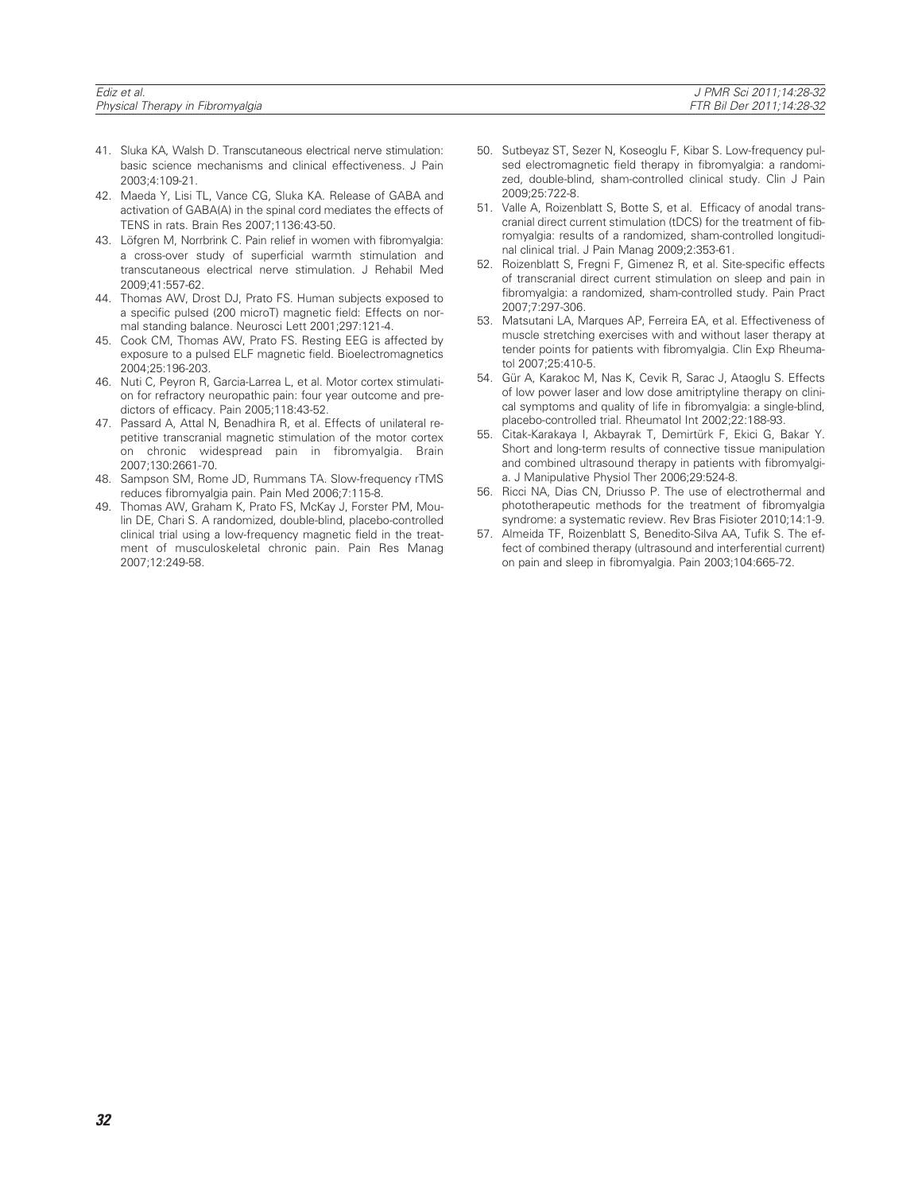41. Sluka KA, Walsh D. Transcutaneous electrical nerve stimulation: basic science mechanisms and clinical effectiveness. J Pain 2003;4:109-21.
42. Maeda Y, Lisi TL, Vance CG, Sluka KA. Release of GABA and activation of GABA(A) in the spinal cord mediates the effects of TENS in rats. Brain Res 2007;1136:43-50.
43. Löfgren M, Norrbrink C. Pain relief in women with fibromyalgia: a cross-over study of superficial warmth stimulation and transcutaneous electrical nerve stimulation. J Rehabil Med 2009;41:557-62.
44. Thomas AW, Drost DJ, Prato FS. Human subjects exposed to a specific pulsed (200 microT) magnetic field: Effects on normal standing balance. Neurosci Lett 2001;297:121-4.
45. Cook CM, Thomas AW, Prato FS. Resting EEG is affected by exposure to a pulsed ELF magnetic field. Bioelectromagnetics 2004;25:196-203.
46. Nuti C, Peyron R, Garcia-Larrea L, et al. Motor cortex stimulation for refractory neuropathic pain: four year outcome and predictors of efficacy. Pain 2005;118:43-52.
47. Passard A, Attal N, Benadhira R, et al. Effects of unilateral repetitive transcranial magnetic stimulation of the motor cortex on chronic widespread pain in fibromyalgia. Brain 2007;130:2661-70.
48. Sampson SM, Rome JD, Rummans TA. Slow-frequency rTMS reduces fibromyalgia pain. Pain Med 2006;7:115-8.
49. Thomas AW, Graham K, Prato FS, McKay J, Forster PM, Moulin DE, Chari S. A randomized, double-blind, placebo-controlled clinical trial using a low-frequency magnetic field in the treatment of musculoskeletal chronic pain. Pain Res Manag 2007;12:249-58.
50. Sutbeyaz ST, Sezer N, Koseoglu F, Kibar S. Low-frequency pulsed electromagnetic field therapy in fibromyalgia: a randomized, double-blind, sham-controlled clinical study. Clin J Pain 2009;25:722-8.
51. Valle A, Roizenblatt S, Botte S, et al. Efficacy of anodal transcranial direct current stimulation (tDCS) for the treatment of fibromyalgia: results of a randomized, sham-controlled longitudinal clinical trial. J Pain Manag 2009;2:353-61.
52. Roizenblatt S, Fregni F, Gimenez R, et al. Site-specific effects of transcranial direct current stimulation on sleep and pain in fibromyalgia: a randomized, sham-controlled study. Pain Pract 2007;7:297-306.
53. Matsutani LA, Marques AP, Ferreira EA, et al. Effectiveness of muscle stretching exercises with and without laser therapy at tender points for patients with fibromyalgia. Clin Exp Rheumatol 2007;25:410-5.
54. Gür A, Karakoc M, Nas K, Cevik R, Sarac J, Ataoglu S. Effects of low power laser and low dose amitriptyline therapy on clinical symptoms and quality of life in fibromyalgia: a single-blind, placebo-controlled trial. Rheumatol Int 2002;22:188-93.
55. Citak-Karakaya I, Akbayrak T, Demirtürk F, Ekici G, Bakar Y. Short and long-term results of connective tissue manipulation and combined ultrasound therapy in patients with fibromyalgia. J Manipulative Physiol Ther 2006;29:524-8.
56. Ricci NA, Dias CN, Driusso P. The use of electrothermal and phototherapeutic methods for the treatment of fibromyalgia syndrome: a systematic review. Rev Bras Fisioter 2010;14:1-9.
57. Almeida TF, Roizenblatt S, Benedito-Silva AA, Tufik S. The effect of combined therapy (ultrasound and interferential current) on pain and sleep in fibromyalgia. Pain 2003;104:665-72.